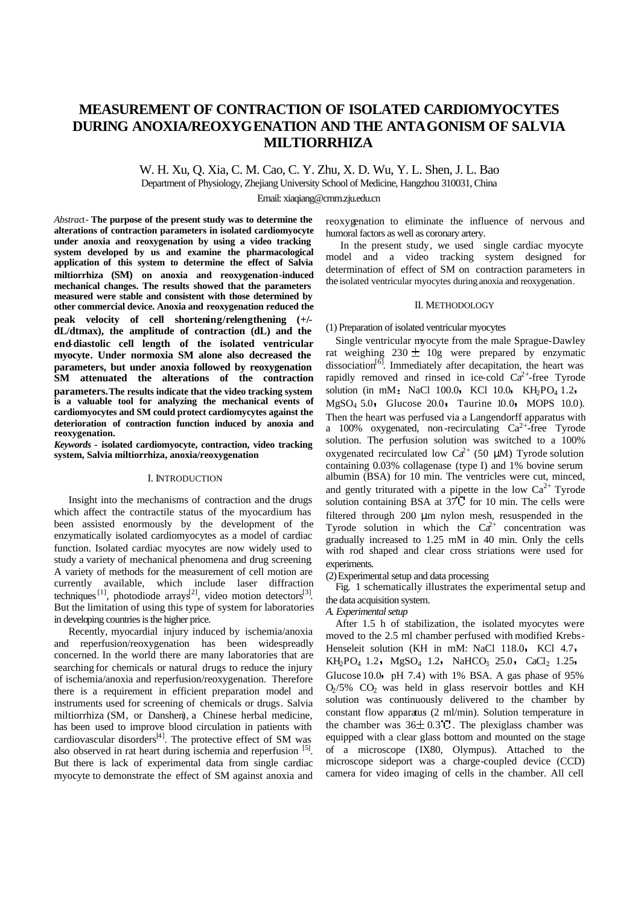# MEASUREMENT OF CONTRACTION OF ISOLATED CARDIOMYOCYTES DURING ANOXIA/REOXYGENATION AND THE ANTAGONISM OF SALVIA MILTIORRHIZA

W. H. Xu, Q. Xia, C. M. Cao, C. Y. Zhu, X. D. Wu, Y. L. Shen, J. L. Bao

Department of Physiology, Zhejiang University School of Medicine, Hangzhou 310031, China

Email: xiaqiang@cmm.zju.edu.cn

*Abstract*- **The purpose of the present study was to determine the alterations of contraction parameters in isolated cardiomyocyte under anoxia and reoxygenation by using a video tracking system developed by us and examine the pharmacological application of this system to determine the effect of Salvia miltiorrhiza (SM) on anoxia and reoxygenation-induced mechanical changes. The results showed that the parameters measured were stable and consistent with those determined by other commercial device. Anoxia and reoxygenation reduced the peak velocity of cell shortening/relengthening (+/-dL/dtmax), the amplitude of contraction (dL) and the end-diastolic cell length of the isolated ventricular myocyte. Under normoxia SM alone also decreased the parameters, but under anoxia followed by reoxygenation SM attenuated the alterations of the contraction parameters. The results indicate that the video tracking system is a valuable tool for analyzing the mechanical events of cardiomyocytes and SM could protect cardiomycytes against the deterioration of contraction function induced by anoxia and reoxygenation.**

***Keywords*** **- isolated cardiomyocyte, contraction, video tracking system, Salvia miltiorrhiza, anoxia/reoxygenation**

## I. INTRODUCTION

Insight into the mechanisms of contraction and the drugs which affect the contractile status of the myocardium has been assisted enormously by the development of the enzymatically isolated cardiomyocytes as a model of cardiac function. Isolated cardiac myocytes are now widely used to study a variety of mechanical phenomena and drug screening. A variety of methods for the measurement of cell motion are currently available, which include laser diffraction techniques [1], photodiode arrays[2], video motion detectors[3]. But the limitation of using this type of system for laboratories in developing countries is the higher price.

Recently, myocardial injury induced by ischemia/anoxia and reperfusion/reoxygenation has been widespreadly concerned. In the world there are many laboratories that are searching for chemicals or natural drugs to reduce the injury of ischemia/anoxia and reperfusion/reoxygenation. Therefore there is a requirement in efficient preparation model and instruments used for screening of chemicals or drugs. Salvia miltiorrhiza (SM, or Danshen), a Chinese herbal medicine, has been used to improve blood circulation in patients with cardiovascular disorders[4]. The protective effect of SM was also observed in rat heart during ischemia and reperfusion [5]. But there is lack of experimental data from single cardiac myocyte to demonstrate the effect of SM against anoxia and reoxygenation to eliminate the influence of nervous and humoral factors as well as coronary artery.

In the present study, we used single cardiac myocyte model and a video tracking system designed for determination of effect of SM on contraction parameters in the isolated ventricular myocytes during anoxia and reoxygenation.

## II. METHODOLOGY

(1) Preparation of isolated ventricular myocytes

Single ventricular myocyte from the male Sprague-Dawley rat weighing 230 ± 10g were prepared by enzymatic dissociation[6]. Immediately after decapitation, the heart was rapidly removed and rinsed in ice-cold $Ca^{2+}$-free Tyrode solution (in mM: NaCl 100.0, KCl 10.0, $KH_2PO_4$ 1.2, $MgSO_4$ 5.0, Glucose 20.0, Taurine 10.0, MOPS 10.0). Then the heart was perfused via a Langendorff apparatus with a 100% oxygenated, non-recirculating $Ca^{2+}$-free Tyrode solution. The perfusion solution was switched to a 100% oxygenated recirculated low $Ca^{2+}$ (50 μM) Tyrode solution containing 0.03% collagenase (type I) and 1% bovine serum albumin (BSA) for 10 min. The ventricles were cut, minced, and gently triturated with a pipette in the low $Ca^{2+}$ Tyrode solution containing BSA at 37℃ for 10 min. The cells were filtered through 200 μm nylon mesh, resuspended in the Tyrode solution in which the $Ca^{2+}$ concentration was gradually increased to 1.25 mM in 40 min. Only the cells with rod shaped and clear cross striations were used for experiments.

(2) Experimental setup and data processing

Fig. 1 schematically illustrates the experimental setup and the data acquisition system.

*A. Experimental setup*

After 1.5 h of stabilization, the isolated myocytes were moved to the 2.5 ml chamber perfused with modified Krebs-Henseleit solution (KH in mM: NaCl 118.0, KCl 4.7, $KH_2PO_4$ 1.2, $MgSO_4$ 1.2, $NaHCO_3$ 25.0, $CaCl_2$ 1.25, Glucose 10.0, pH 7.4) with 1% BSA. A gas phase of 95% $O_2$/5% $CO_2$ was held in glass reservoir bottles and KH solution was continuously delivered to the chamber by constant flow apparatus (2 ml/min). Solution temperature in the chamber was 36±0.3℃. The plexiglass chamber was equipped with a clear glass bottom and mounted on the stage of a microscope (IX80, Olympus). Attached to the microscope sideport was a charge-coupled device (CCD) camera for video imaging of cells in the chamber. All cell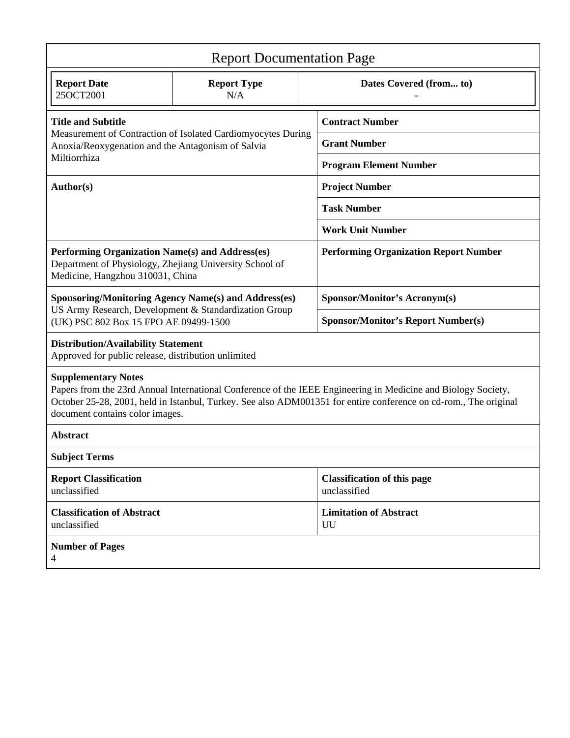# Report Documentation Page

| Report Date | Report Type | Dates Covered (from... to) |
|---|---|---|
| 25OCT2001 | N/A | - |

| Title and Subtitle | Contract Number |
|---|---|
| Measurement of Contraction of Isolated Cardiomyocytes During Anoxia/Reoxygenation and the Antagonism of Salvia Miltiorrhiza | Grant Number |
| | Program Element Number |
| **Author(s)** | **Project Number** |
| | Task Number |
| | Work Unit Number |
| **Performing Organization Name(s) and Address(es)** Department of Physiology, Zhejiang University School of Medicine, Hangzhou 310031, China | **Performing Organization Report Number** |
| **Sponsoring/Monitoring Agency Name(s) and Address(es)** US Army Research, Development & Standardization Group (UK) PSC 802 Box 15 FPO AE 09499-1500 | **Sponsor/Monitor's Acronym(s)** |
| | Sponsor/Monitor's Report Number(s) |

**Distribution/Availability Statement**
Approved for public release, distribution unlimited

**Supplementary Notes**
Papers from the 23rd Annual International Conference of the IEEE Engineering in Medicine and Biology Society, October 25-28, 2001, held in Istanbul, Turkey. See also ADM001351 for entire conference on cd-rom., The original document contains color images.

**Abstract**

**Subject Terms**

| Report Classification | Classification of this page |
|---|---|
| unclassified | unclassified |
| **Classification of Abstract** | **Limitation of Abstract** |
| unclassified | UU |

**Number of Pages**
4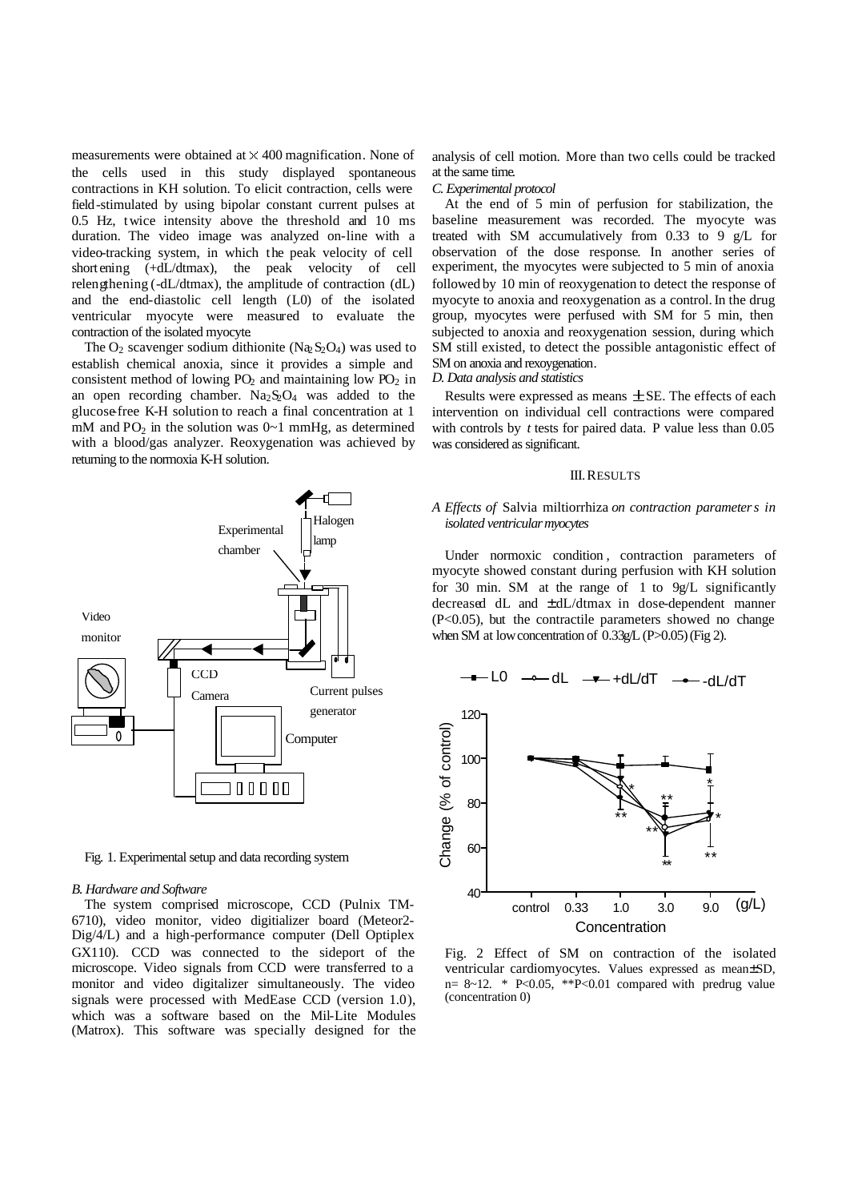measurements were obtained at × 400 magnification. None of the cells used in this study displayed spontaneous contractions in KH solution. To elicit contraction, cells were field-stimulated by using bipolar constant current pulses at 0.5 Hz, twice intensity above the threshold and 10 ms duration. The video image was analyzed on-line with a video-tracking system, in which the peak velocity of cell shortening (+dL/dtmax), the peak velocity of cell relengthening (-dL/dtmax), the amplitude of contraction (dL) and the end-diastolic cell length (L0) of the isolated ventricular myocyte were measured to evaluate the contraction of the isolated myocyte.

The $O_2$ scavenger sodium dithionite ($Na_2S_2O_4$) was used to establish chemical anoxia, since it provides a simple and consistent method of lowing $PO_2$ and maintaining low $PO_2$ in an open recording chamber. $Na_2S_2O_4$ was added to the glucose-free K-H solution to reach a final concentration at 1 mM and $PO_2$ in the solution was 0~1 mmHg, as determined with a blood/gas analyzer. Reoxygenation was achieved by returning to the normoxia K-H solution.

Fig. 1. Experimental setup and data recording system

*B. Hardware and Software*

The system comprised microscope, CCD (Pulnix TM-6710), video monitor, video digitializer board (Meteor2-Dig/4/L) and a high-performance computer (Dell Optiplex GX110). CCD was connected to the sideport of the microscope. Video signals from CCD were transferred to a monitor and video digitalizer simultaneously. The video signals were processed with MedEase CCD (version 1.0), which was a software based on the Mil-Lite Modules (Matrox). This software was specially designed for the analysis of cell motion. More than two cells could be tracked at the same time.

*C. Experimental protocol*

At the end of 5 min of perfusion for stabilization, the baseline measurement was recorded. The myocyte was treated with SM accumulatively from 0.33 to 9 g/L for observation of the dose response. In another series of experiment, the myocytes were subjected to 5 min of anoxia followed by 10 min of reoxygenation to detect the response of myocyte to anoxia and reoxygenation as a control. In the drug group, myocytes were perfused with SM for 5 min, then subjected to anoxia and reoxygenation session, during which SM still existed, to detect the possible antagonistic effect of SM on anoxia and reoxygenation.

*D. Data analysis and statistics*

Results were expressed as means ± SE. The effects of each intervention on individual cell contractions were compared with controls by *t* tests for paired data. P value less than 0.05 was considered as significant.

## III. RESULTS

*A Effects of* Salvia miltiorrhiza *on contraction parameters in isolated ventricular myocytes*

Under normoxic condition, contraction parameters of myocyte showed constant during perfusion with KH solution for 30 min. SM at the range of 1 to 9g/L significantly decreased dL and ±dL/dtmax in dose-dependent manner (P<0.05), but the contractile parameters showed no change when SM at low concentration of 0.33g/L (P>0.05) (Fig 2).

Fig. 2 Effect of SM on contraction of the isolated ventricular cardiomyocytes. Values expressed as mean±SD, n= 8~12. * P<0.05, **P<0.01 compared with predrug value (concentration 0)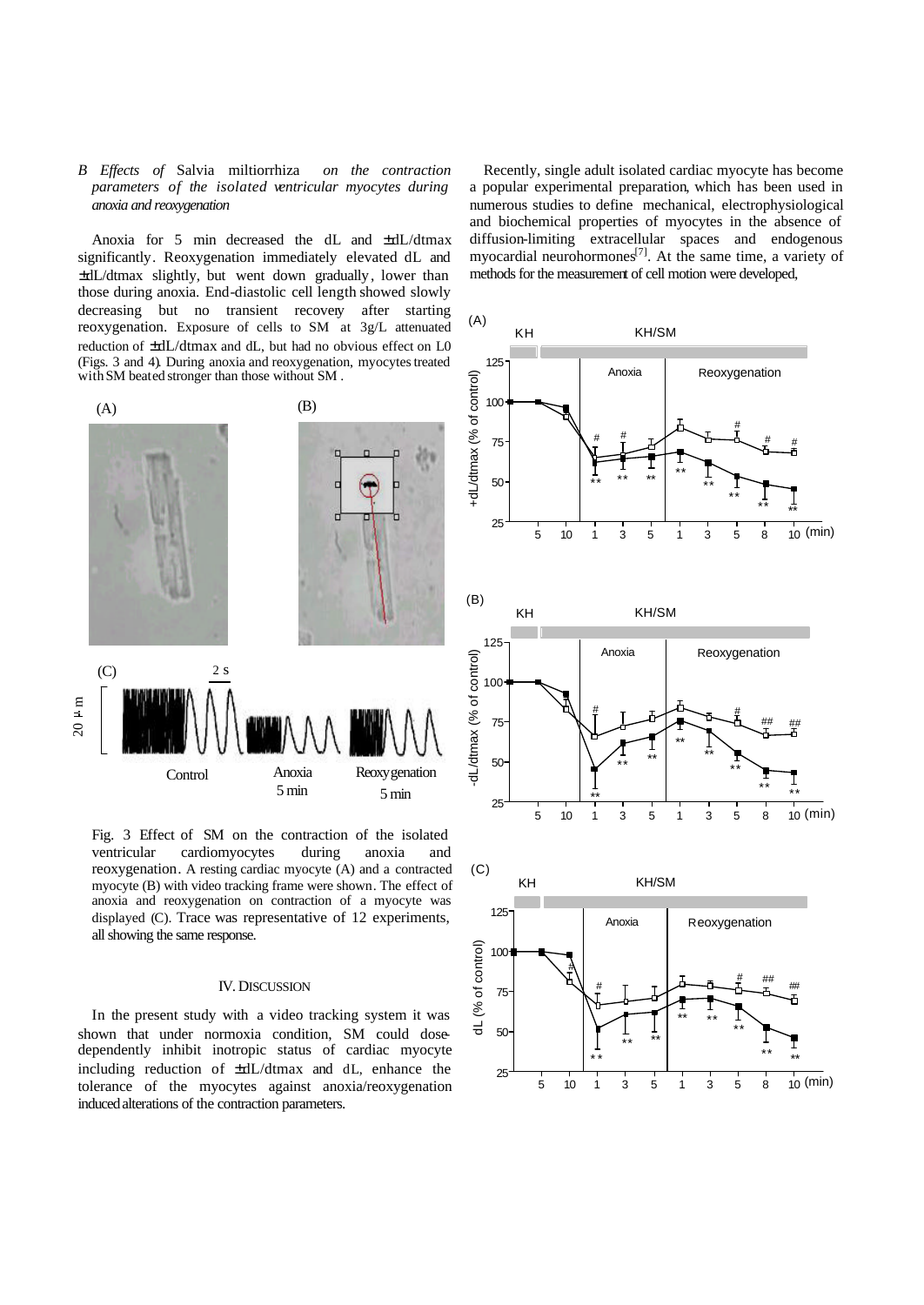*B Effects of* Salvia miltiorrhiza *on the contraction parameters of the isolated ventricular myocytes during anoxia and reoxygenation*

Anoxia for 5 min decreased the dL and ±dL/dtmax significantly. Reoxygenation immediately elevated dL and ±dL/dtmax slightly, but went down gradually, lower than those during anoxia. End-diastolic cell length showed slowly decreasing but no transient recovery after starting reoxygenation. Exposure of cells to SM at 3g/L attenuated reduction of ±dL/dtmax and dL, but had no obvious effect on L0 (Figs. 3 and 4). During anoxia and reoxygenation, myocytes treated with SM beated stronger than those without SM.

Fig. 3 Effect of SM on the contraction of the isolated ventricular cardiomyocytes during anoxia and reoxygenation. A resting cardiac myocyte (A) and a contracted myocyte (B) with video tracking frame were shown. The effect of anoxia and reoxygenation on contraction of a myocyte was displayed (C). Trace was representative of 12 experiments, all showing the same response.

## IV. DISCUSSION

In the present study with a video tracking system it was shown that under normoxia condition, SM could dose-dependently inhibit inotropic status of cardiac myocyte including reduction of ±dL/dtmax and dL, enhance the tolerance of the myocytes against anoxia/reoxygenation induced alterations of the contraction parameters.

Recently, single adult isolated cardiac myocyte has become a popular experimental preparation, which has been used in numerous studies to define mechanical, electrophysiological and biochemical properties of myocytes in the absence of diffusion-limiting extracellular spaces and endogenous myocardial neurohormones[7]. At the same time, a variety of methods for the measurement of cell motion were developed,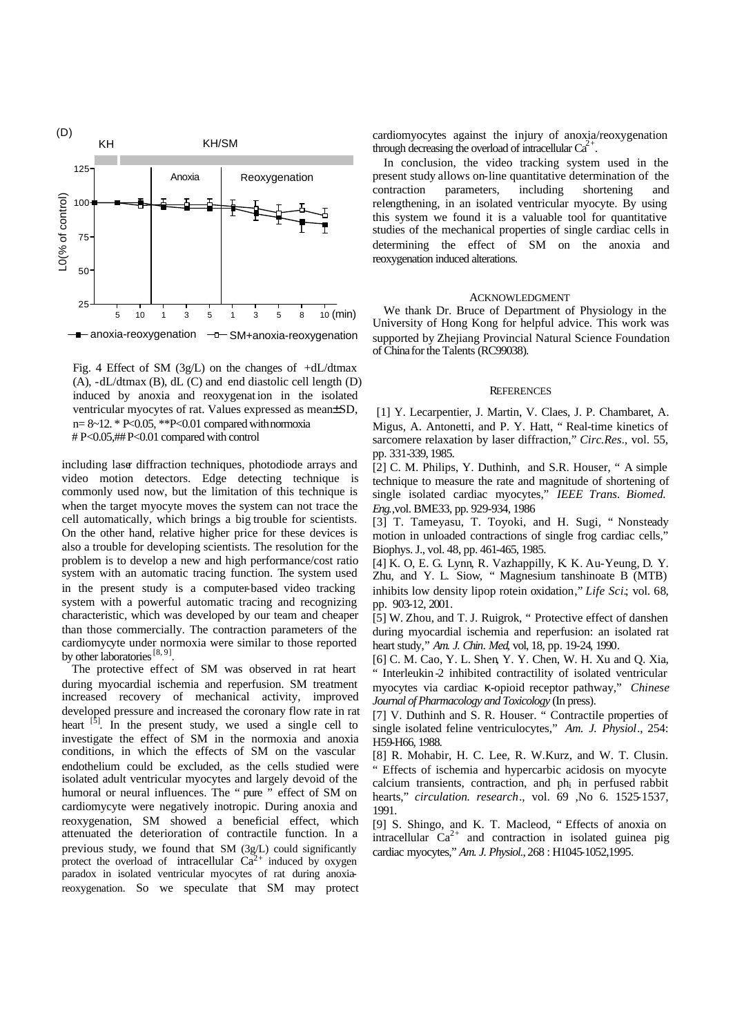(D)

KH KH/SM

Anoxia Reoxygenation

L0(% of control)

125
100
75
50
25

5 10 1 3 5 1 3 5 8 10 (min)

anoxia-reoxygenation SM+anoxia-reoxygenation

Fig. 4 Effect of SM (3g/L) on the changes of +dL/dtmax (A), -dL/dtmax (B), dL (C) and end diastolic cell length (D) induced by anoxia and reoxygenation in the isolated ventricular myocytes of rat. Values expressed as mean±SD, n= 8~12. * P<0.05, **P<0.01 compared with normoxia
# P<0.05,## P<0.01 compared with control

including laser diffraction techniques, photodiode arrays and video motion detectors. Edge detecting technique is commonly used now, but the limitation of this technique is when the target myocyte moves the system can not trace the cell automatically, which brings a big trouble for scientists. On the other hand, relative higher price for these devices is also a trouble for developing scientists. The resolution for the problem is to develop a new and high performance/cost ratio system with an automatic tracing function. The system used in the present study is a computer-based video tracking system with a powerful automatic tracing and recognizing characteristic, which was developed by our team and cheaper than those commercially. The contraction parameters of the cardiomycyte under normoxia were similar to those reported by other laboratories [8, 9].

The protective effect of SM was observed in rat heart during myocardial ischemia and reperfusion. SM treatment increased recovery of mechanical activity, improved developed pressure and increased the coronary flow rate in rat heart [5]. In the present study, we used a single cell to investigate the effect of SM in the normoxia and anoxia conditions, in which the effects of SM on the vascular endothelium could be excluded, as the cells studied were isolated adult ventricular myocytes and largely devoid of the humoral or neural influences. The " pure " effect of SM on cardiomycyte were negatively inotropic. During anoxia and reoxygenation, SM showed a beneficial effect, which attenuated the deterioration of contractile function. In a previous study, we found that SM (3g/L) could significantly protect the overload of intracellular $Ca^{2+}$ induced by oxygen paradox in isolated ventricular myocytes of rat during anoxia-reoxygenation. So we speculate that SM may protect cardiomyocytes against the injury of anoxia/reoxygenation through decreasing the overload of intracellular $Ca^{2+}$.

In conclusion, the video tracking system used in the present study allows on-line quantitative determination of the contraction parameters, including shortening and relengthening, in an isolated ventricular myocyte. By using this system we found it is a valuable tool for quantitative studies of the mechanical properties of single cardiac cells in determining the effect of SM on the anoxia and reoxygenation induced alterations.

## ACKNOWLEDGMENT

We thank Dr. Bruce of Department of Physiology in the University of Hong Kong for helpful advice. This work was supported by Zhejiang Provincial Natural Science Foundation of China for the Talents (RC99038).

## REFERENCES

[1] Y. Lecarpentier, J. Martin, V. Claes, J. P. Chambaret, A. Migus, A. Antonetti, and P. Y. Hatt, " Real-time kinetics of sarcomere relaxation by laser diffraction," *Circ.Res*., vol. 55, pp. 331-339, 1985.

[2] C. M. Philips, Y. Duthinh, and S.R. Houser, " A simple technique to measure the rate and magnitude of shortening of single isolated cardiac myocytes," *IEEE Trans. Biomed. Eng.*,vol. BME33, pp. 929-934, 1986

[3] T. Tameyasu, T. Toyoki, and H. Sugi, " Nonsteady motion in unloaded contractions of single frog cardiac cells," Biophys. J., vol. 48, pp. 461-465, 1985.

[4] K. O, E. G. Lynn, R. Vazhappilly, K. K. Au-Yeung, D. Y. Zhu, and Y. L. Siow, " Magnesium tanshinoate B (MTB) inhibits low density lipop rotein oxidation," *Life Sci*.; vol. 68, pp. 903-12, 2001.

[5] W. Zhou, and T. J. Ruigrok, " Protective effect of danshen during myocardial ischemia and reperfusion: an isolated rat heart study," *Am. J. Chin. Med*, vol, 18, pp. 19-24, 1990.

[6] C. M. Cao, Y. L. Shen, Y. Y. Chen, W. H. Xu and Q. Xia, " Interleukin-2 inhibited contractility of isolated ventricular myocytes via cardiac κ-opioid receptor pathway," *Chinese Journal of Pharmacology and Toxicology* (In press).

[7] V. Duthinh and S. R. Houser. " Contractile properties of single isolated feline ventriculocytes," *Am. J. Physiol*., 254: H59-H66, 1988.

[8] R. Mohabir, H. C. Lee, R. W.Kurz, and W. T. Clusin. " Effects of ischemia and hypercarbic acidosis on myocyte calcium transients, contraction, and $ph_i$ in perfused rabbit hearts," *circulation. research*., vol. 69 ,No 6. 1525-1537, 1991.

[9] S. Shingo, and K. T. Macleod, " Effects of anoxia on intracellular $Ca^{2+}$ and contraction in isolated guinea pig cardiac myocytes," *Am. J. Physiol.*, 268 : H1045-1052,1995.